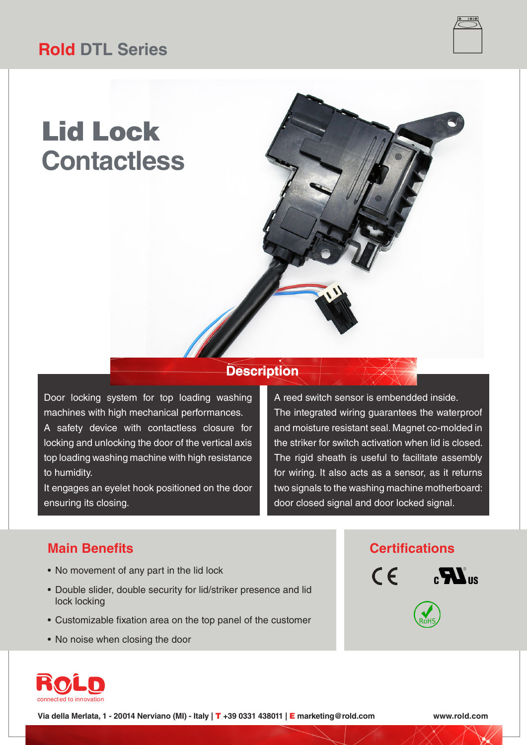# Rold DTL Series

## Lid Lock Contactless

## Description

Door locking system for top loading washing machines with high mechanical performances.
A safety device with contactless closure for locking and unlocking the door of the vertical axis top loading washing machine with high resistance to humidity.
It engages an eyelet hook positioned on the door ensuring its closing.

A reed switch sensor is embendded inside.
The integrated wiring guarantees the waterproof and moisture resistant seal. Magnet co-molded in the striker for switch activation when lid is closed.
The rigid sheath is useful to facilitate assembly for wiring. It also acts as a sensor, as it returns two signals to the washing machine motherboard: door closed signal and door locked signal.

## Main Benefits

- No movement of any part in the lid lock
- Double slider, double security for lid/striker presence and lid lock locking
- Customizable fixation area on the top panel of the customer
- No noise when closing the door

## Certifications

CE

c UR us

RoHS

ROLD
connected to innovation

**Via della Merlata, 1 - 20014 Nerviano (MI) - Italy | T +39 0331 438011 | E marketing@rold.com** **www.rold.com**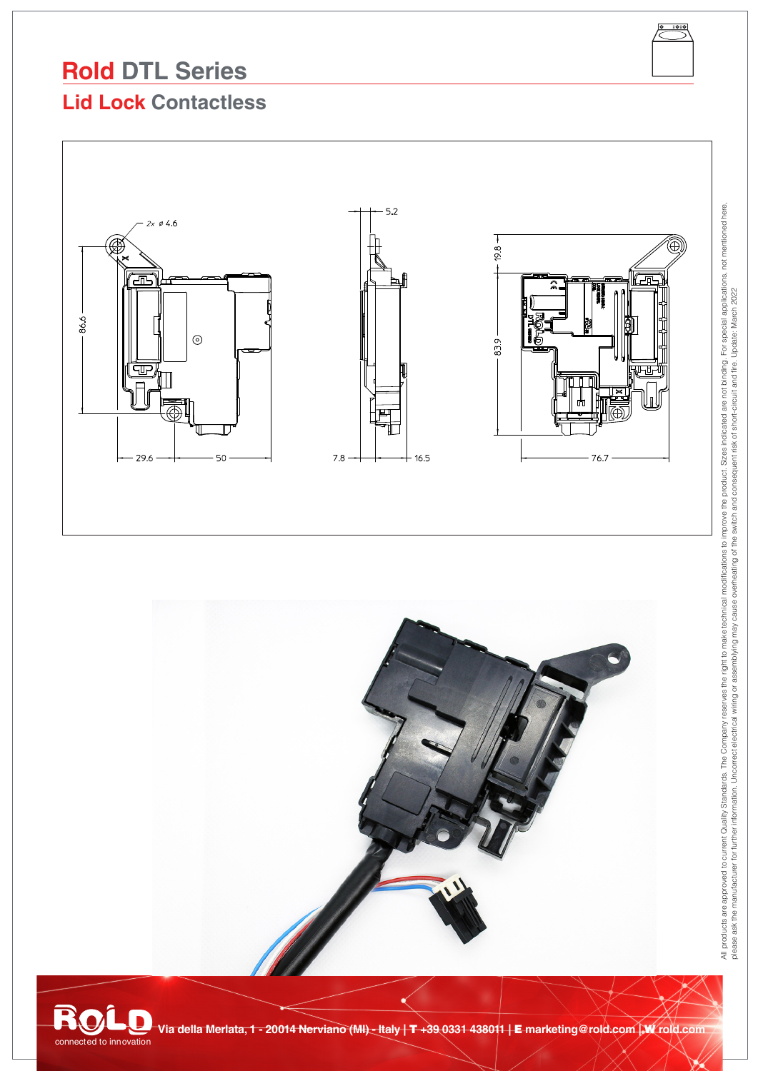# Rold DTL Series

## Lid Lock Contactless

2x ⌀ 4.6

86.6

29.6

50

5.2

7.8

16.5

19.8

83.9

76.7

All products are approved to current Quality Standards. The Company reserves the right to make technical modifications to improve the product. Sizes indicated are not binding. For special applications, not mentioned here, please ask the manufacturer for further information. Uncorrect electrical wiring or assemblying may cause overheating of the switch and consequent risk of short-circuit and fire. Update: March 2022

ROLD connected to innovation

Via della Merlata, 1 - 20014 Nerviano (MI) - Italy | T +39 0331 438011 | E marketing@rold.com | W rold.com